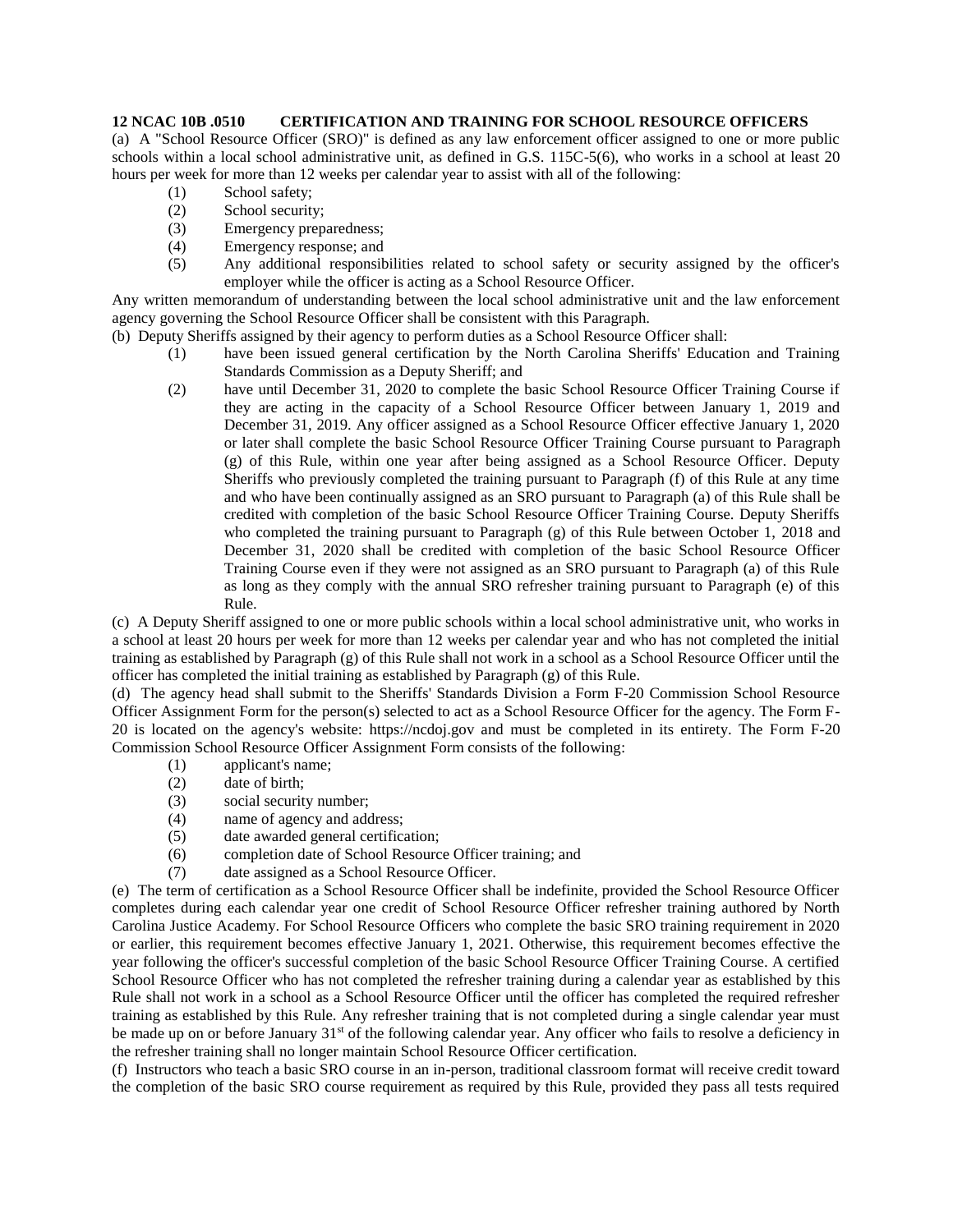**12 NCAC 10B .0510 CERTIFICATION AND TRAINING FOR SCHOOL RESOURCE OFFICERS**

(a) A "School Resource Officer (SRO)" is defined as any law enforcement officer assigned to one or more public schools within a local school administrative unit, as defined in G.S. 115C-5(6), who works in a school at least 20 hours per week for more than 12 weeks per calendar year to assist with all of the following:

(1) School safety;
(2) School security;
(3) Emergency preparedness;
(4) Emergency response; and
(5) Any additional responsibilities related to school safety or security assigned by the officer's employer while the officer is acting as a School Resource Officer.

Any written memorandum of understanding between the local school administrative unit and the law enforcement agency governing the School Resource Officer shall be consistent with this Paragraph.

(b) Deputy Sheriffs assigned by their agency to perform duties as a School Resource Officer shall:

(1) have been issued general certification by the North Carolina Sheriffs' Education and Training Standards Commission as a Deputy Sheriff; and
(2) have until December 31, 2020 to complete the basic School Resource Officer Training Course if they are acting in the capacity of a School Resource Officer between January 1, 2019 and December 31, 2019. Any officer assigned as a School Resource Officer effective January 1, 2020 or later shall complete the basic School Resource Officer Training Course pursuant to Paragraph (g) of this Rule, within one year after being assigned as a School Resource Officer. Deputy Sheriffs who previously completed the training pursuant to Paragraph (f) of this Rule at any time and who have been continually assigned as an SRO pursuant to Paragraph (a) of this Rule shall be credited with completion of the basic School Resource Officer Training Course. Deputy Sheriffs who completed the training pursuant to Paragraph (g) of this Rule between October 1, 2018 and December 31, 2020 shall be credited with completion of the basic School Resource Officer Training Course even if they were not assigned as an SRO pursuant to Paragraph (a) of this Rule as long as they comply with the annual SRO refresher training pursuant to Paragraph (e) of this Rule.

(c) A Deputy Sheriff assigned to one or more public schools within a local school administrative unit, who works in a school at least 20 hours per week for more than 12 weeks per calendar year and who has not completed the initial training as established by Paragraph (g) of this Rule shall not work in a school as a School Resource Officer until the officer has completed the initial training as established by Paragraph (g) of this Rule.

(d) The agency head shall submit to the Sheriffs' Standards Division a Form F-20 Commission School Resource Officer Assignment Form for the person(s) selected to act as a School Resource Officer for the agency. The Form F-20 is located on the agency's website: https://ncdoj.gov and must be completed in its entirety. The Form F-20 Commission School Resource Officer Assignment Form consists of the following:

(1) applicant's name;
(2) date of birth;
(3) social security number;
(4) name of agency and address;
(5) date awarded general certification;
(6) completion date of School Resource Officer training; and
(7) date assigned as a School Resource Officer.

(e) The term of certification as a School Resource Officer shall be indefinite, provided the School Resource Officer completes during each calendar year one credit of School Resource Officer refresher training authored by North Carolina Justice Academy. For School Resource Officers who complete the basic SRO training requirement in 2020 or earlier, this requirement becomes effective January 1, 2021. Otherwise, this requirement becomes effective the year following the officer's successful completion of the basic School Resource Officer Training Course. A certified School Resource Officer who has not completed the refresher training during a calendar year as established by this Rule shall not work in a school as a School Resource Officer until the officer has completed the required refresher training as established by this Rule. Any refresher training that is not completed during a single calendar year must be made up on or before January 31st of the following calendar year. Any officer who fails to resolve a deficiency in the refresher training shall no longer maintain School Resource Officer certification.

(f) Instructors who teach a basic SRO course in an in-person, traditional classroom format will receive credit toward the completion of the basic SRO course requirement as required by this Rule, provided they pass all tests required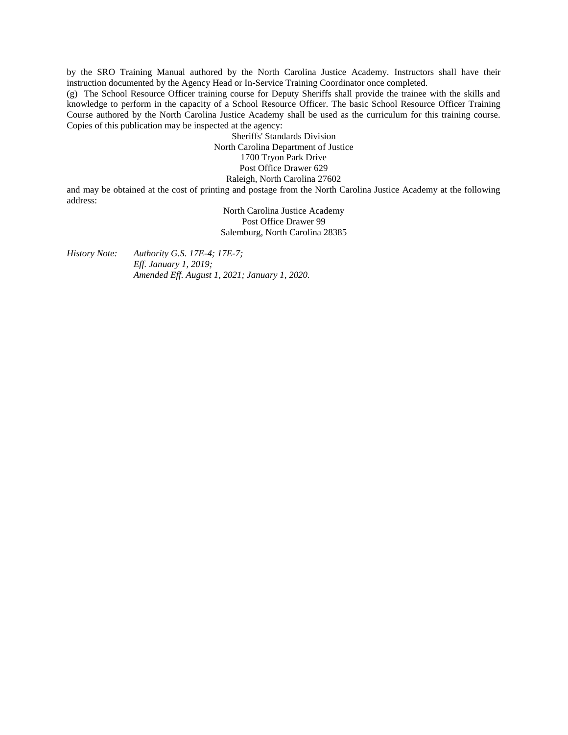by the SRO Training Manual authored by the North Carolina Justice Academy. Instructors shall have their instruction documented by the Agency Head or In-Service Training Coordinator once completed.

(g) The School Resource Officer training course for Deputy Sheriffs shall provide the trainee with the skills and knowledge to perform in the capacity of a School Resource Officer. The basic School Resource Officer Training Course authored by the North Carolina Justice Academy shall be used as the curriculum for this training course. Copies of this publication may be inspected at the agency:

Sheriffs' Standards Division
North Carolina Department of Justice
1700 Tryon Park Drive
Post Office Drawer 629
Raleigh, North Carolina 27602

and may be obtained at the cost of printing and postage from the North Carolina Justice Academy at the following address:

North Carolina Justice Academy
Post Office Drawer 99
Salemburg, North Carolina 28385

*History Note: Authority G.S. 17E-4; 17E-7;*
*Eff. January 1, 2019;*
*Amended Eff. August 1, 2021; January 1, 2020.*